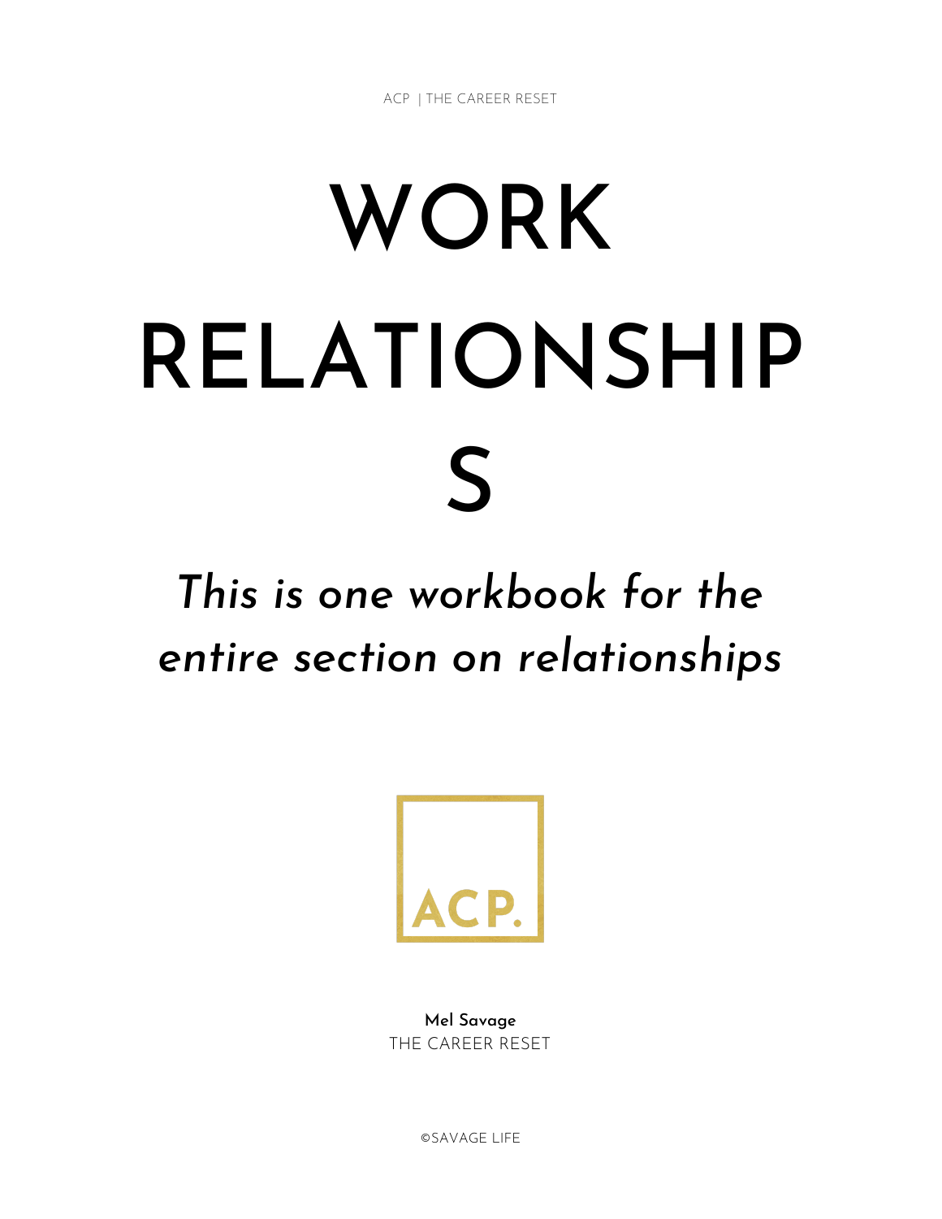ACP | THE CAREER RESET

# WORK RELATIONSHIPS

*This is one workbook for the entire section on relationships*

ACP.

**Mel Savage**
THE CAREER RESET

©SAVAGE LIFE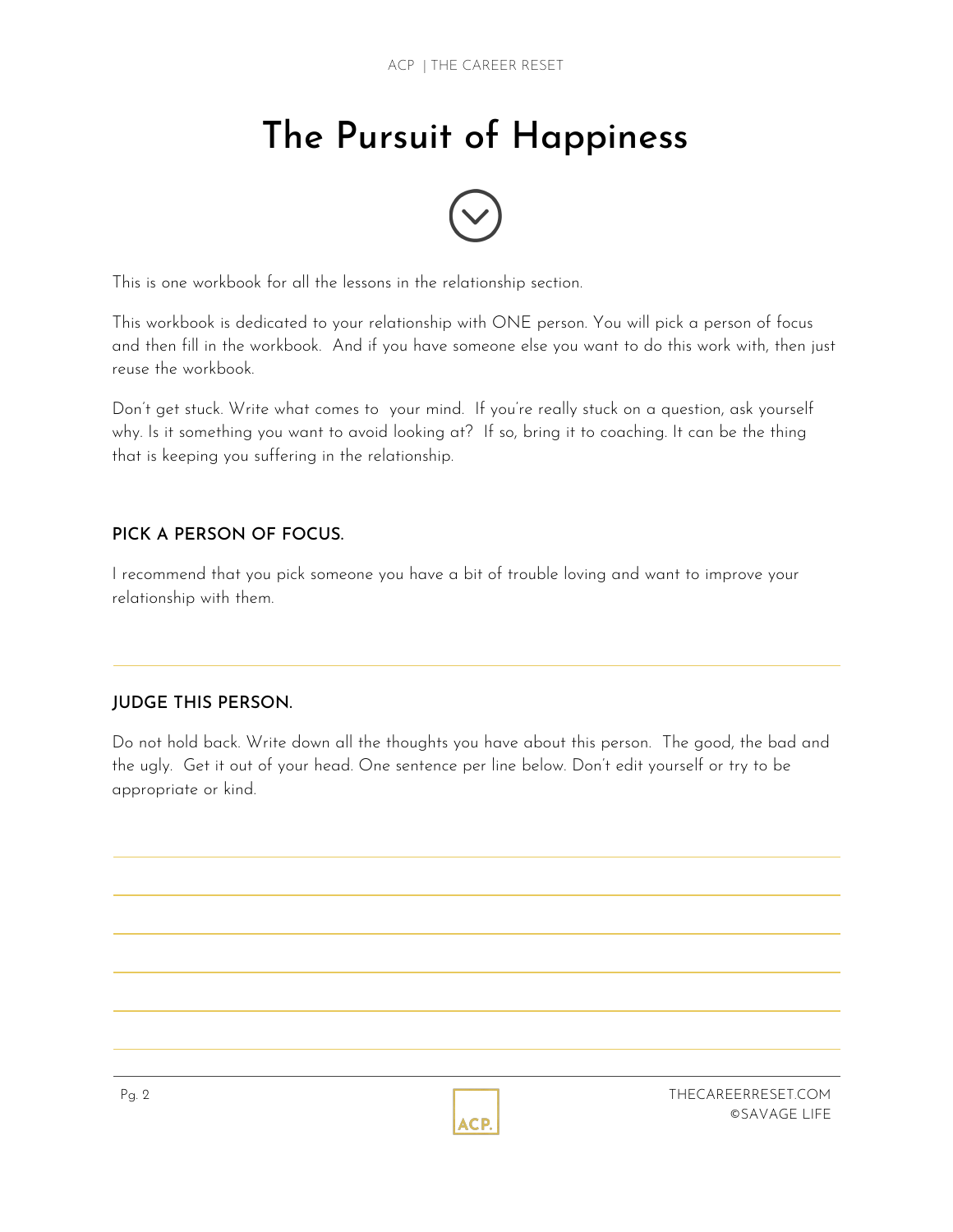# The Pursuit of Happiness

This is one workbook for all the lessons in the relationship section.

This workbook is dedicated to your relationship with ONE person. You will pick a person of focus and then fill in the workbook. And if you have someone else you want to do this work with, then just reuse the workbook.

Don't get stuck. Write what comes to your mind. If you're really stuck on a question, ask yourself why. Is it something you want to avoid looking at? If so, bring it to coaching. It can be the thing that is keeping you suffering in the relationship.

### PICK A PERSON OF FOCUS.

I recommend that you pick someone you have a bit of trouble loving and want to improve your relationship with them.

### JUDGE THIS PERSON.

Do not hold back. Write down all the thoughts you have about this person. The good, the bad and the ugly. Get it out of your head. One sentence per line below. Don't edit yourself or try to be appropriate or kind.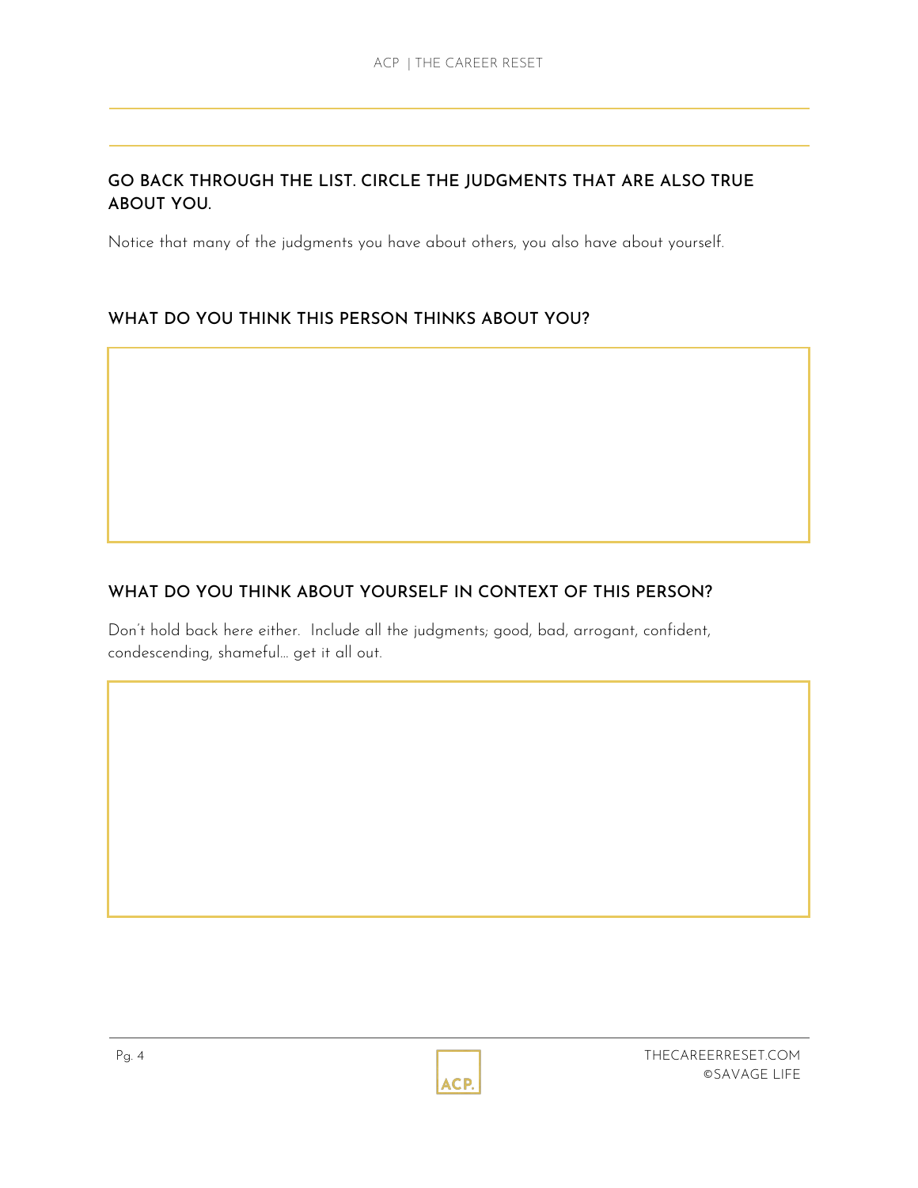## GO BACK THROUGH THE LIST. CIRCLE THE JUDGMENTS THAT ARE ALSO TRUE ABOUT YOU.

Notice that many of the judgments you have about others, you also have about yourself.

## WHAT DO YOU THINK THIS PERSON THINKS ABOUT YOU?

## WHAT DO YOU THINK ABOUT YOURSELF IN CONTEXT OF THIS PERSON?

Don't hold back here either. Include all the judgments; good, bad, arrogant, confident, condescending, shameful… get it all out.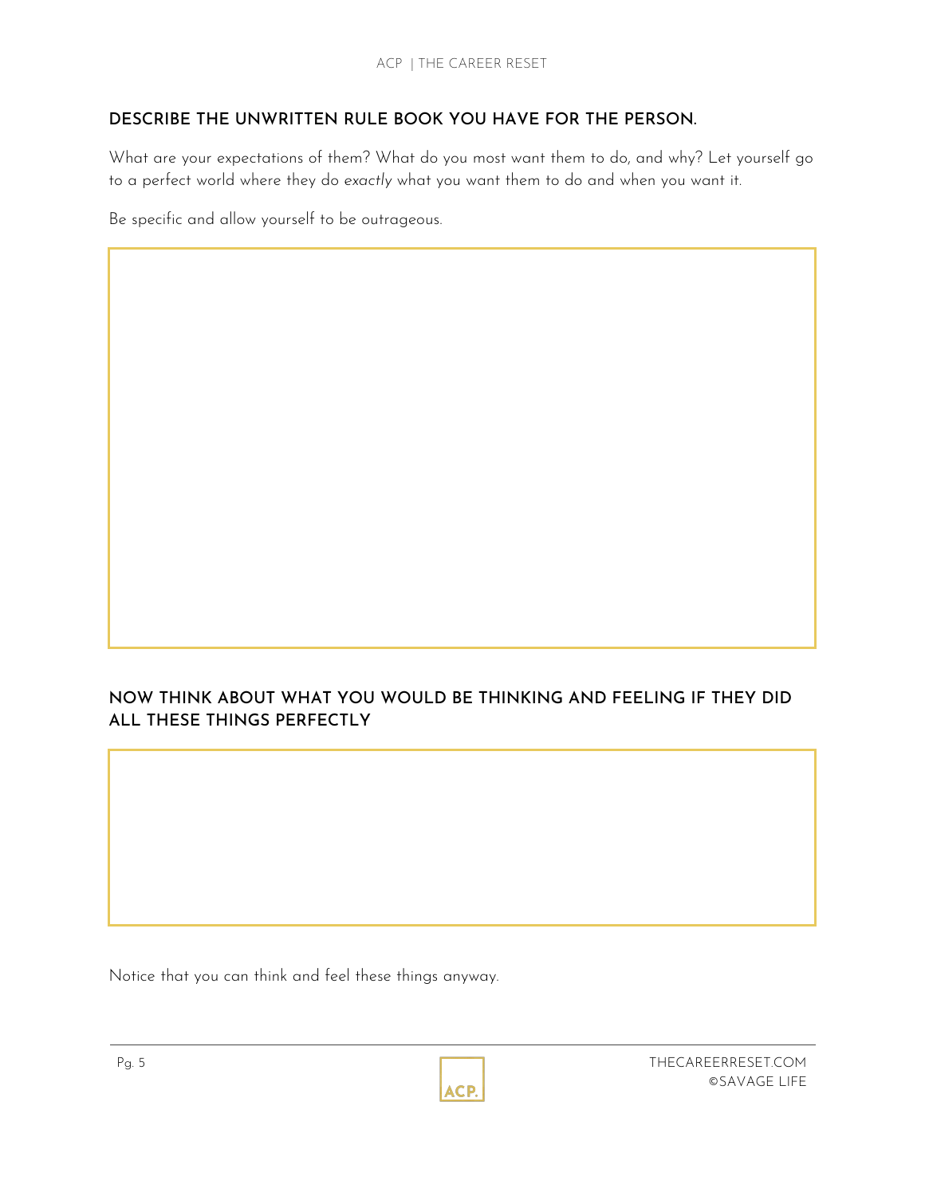## DESCRIBE THE UNWRITTEN RULE BOOK YOU HAVE FOR THE PERSON.

What are your expectations of them? What do you most want them to do, and why? Let yourself go to a perfect world where they do *exactly* what you want them to do and when you want it.

Be specific and allow yourself to be outrageous.

## NOW THINK ABOUT WHAT YOU WOULD BE THINKING AND FEELING IF THEY DID ALL THESE THINGS PERFECTLY

Notice that you can think and feel these things anyway.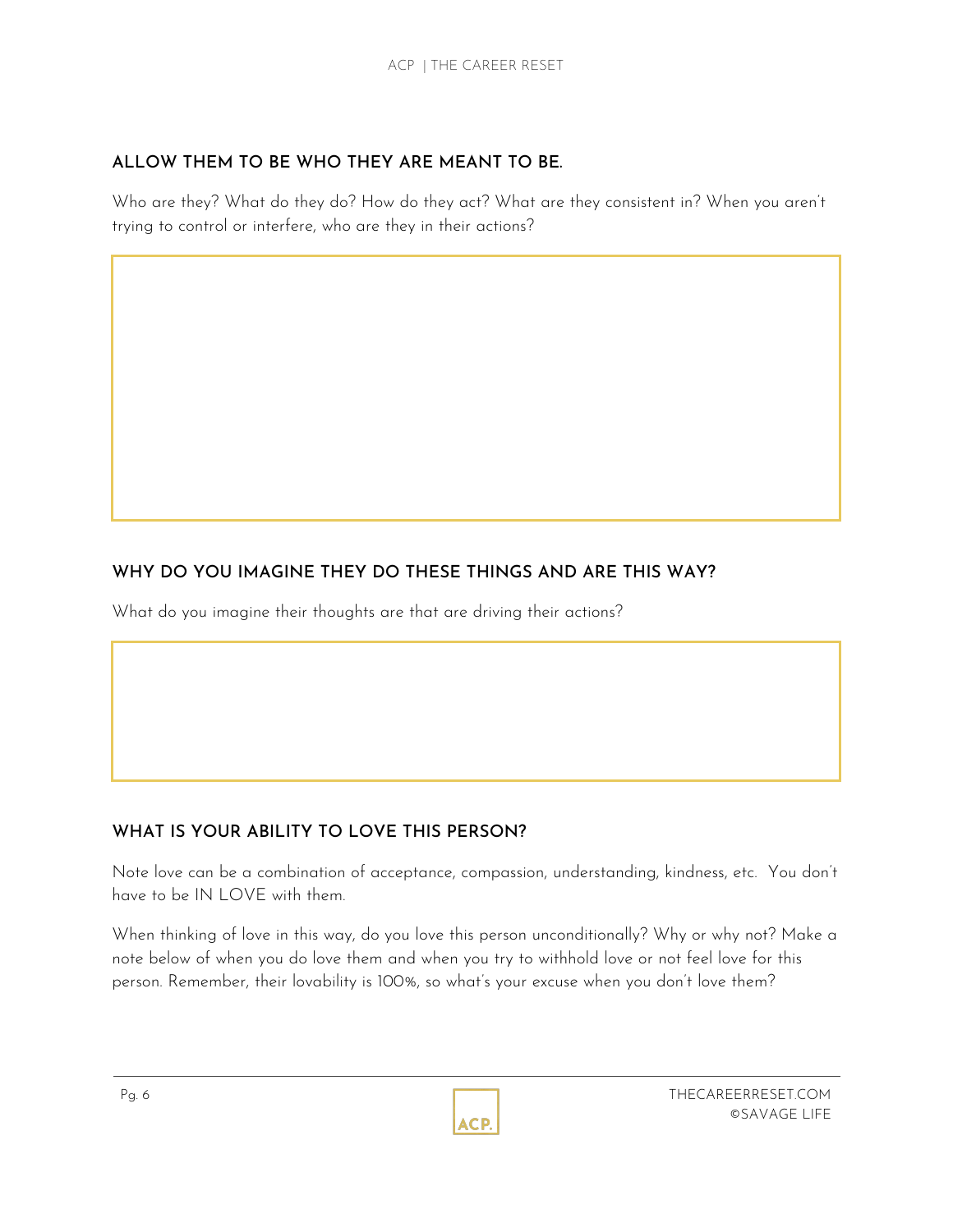## ALLOW THEM TO BE WHO THEY ARE MEANT TO BE.

Who are they? What do they do? How do they act? What are they consistent in? When you aren't trying to control or interfere, who are they in their actions?

## WHY DO YOU IMAGINE THEY DO THESE THINGS AND ARE THIS WAY?

What do you imagine their thoughts are that are driving their actions?

## WHAT IS YOUR ABILITY TO LOVE THIS PERSON?

Note love can be a combination of acceptance, compassion, understanding, kindness, etc. You don't have to be IN LOVE with them.

When thinking of love in this way, do you love this person unconditionally? Why or why not? Make a note below of when you do love them and when you try to withhold love or not feel love for this person. Remember, their lovability is 100%, so what's your excuse when you don't love them?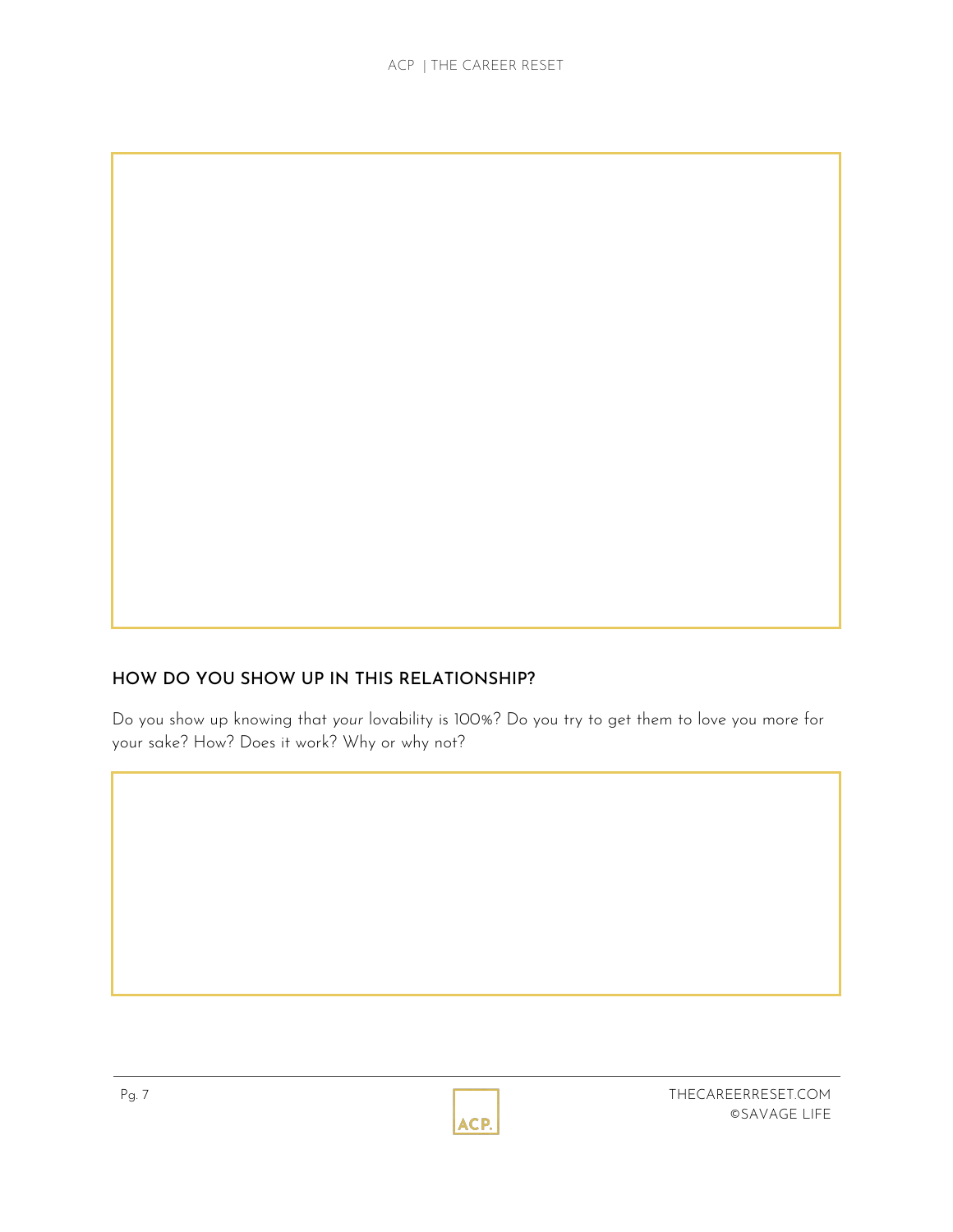## HOW DO YOU SHOW UP IN THIS RELATIONSHIP?

Do you show up knowing that *your* lovability is 100%? Do you try to get them to love you more for your sake? How? Does it work? Why or why not?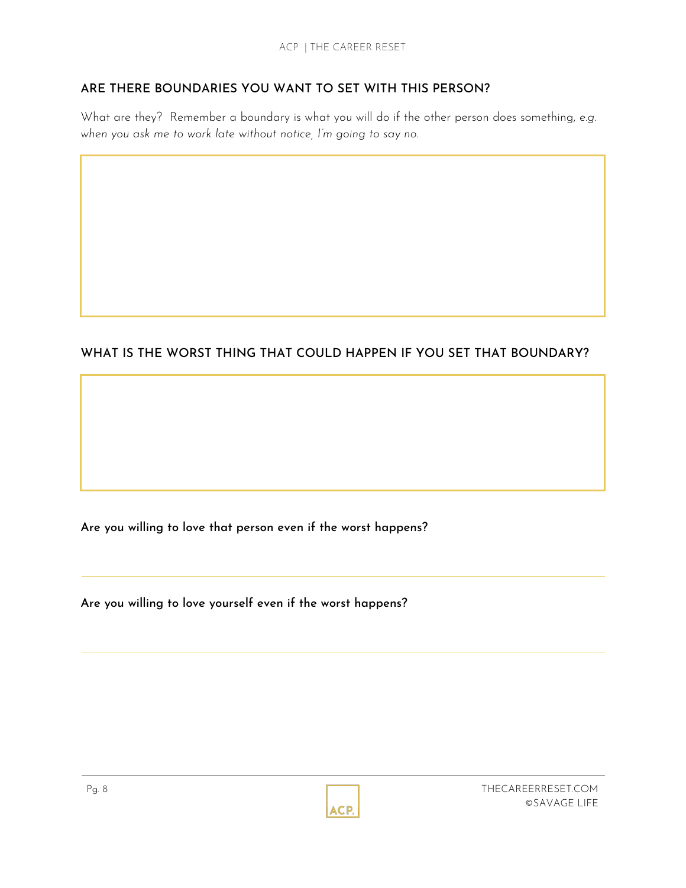## ARE THERE BOUNDARIES YOU WANT TO SET WITH THIS PERSON?

What are they?  Remember a boundary is what you will do if the other person does something, *e.g. when you ask me to work late without notice, I'm going to say no.*

## WHAT IS THE WORST THING THAT COULD HAPPEN IF YOU SET THAT BOUNDARY?

**Are you willing to love that person even if the worst happens?**

---

**Are you willing to love yourself even if the worst happens?**

---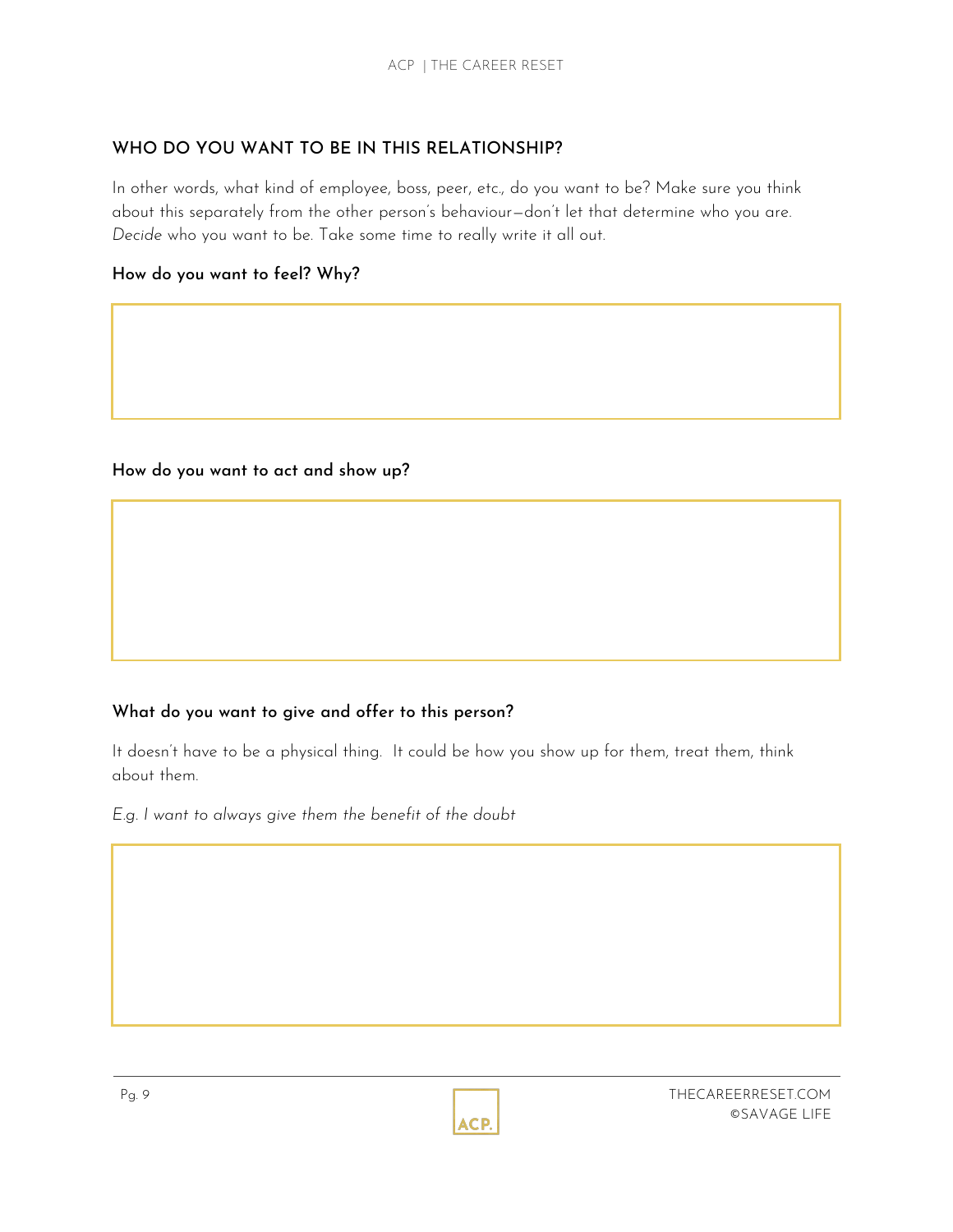## WHO DO YOU WANT TO BE IN THIS RELATIONSHIP?

In other words, what kind of employee, boss, peer, etc., do you want to be? Make sure you think about this separately from the other person's behaviour—don't let that determine who you are. *Decide* who you want to be. Take some time to really write it all out.

**How do you want to feel? Why?**

**How do you want to act and show up?**

**What do you want to give and offer to this person?**

It doesn't have to be a physical thing. It could be how you show up for them, treat them, think about them.

*E.g. I want to always give them the benefit of the doubt*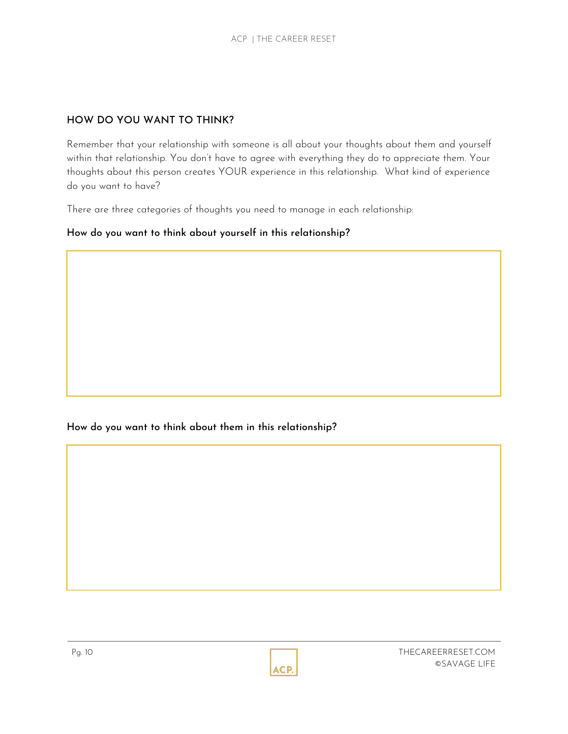## HOW DO YOU WANT TO THINK?

Remember that your relationship with someone is all about your thoughts about them and yourself within that relationship. You don't have to agree with everything they do to appreciate them. Your thoughts about this person creates YOUR experience in this relationship. What kind of experience do you want to have?

There are three categories of thoughts you need to manage in each relationship:

**How do you want to think about yourself in this relationship?**

**How do you want to think about them in this relationship?**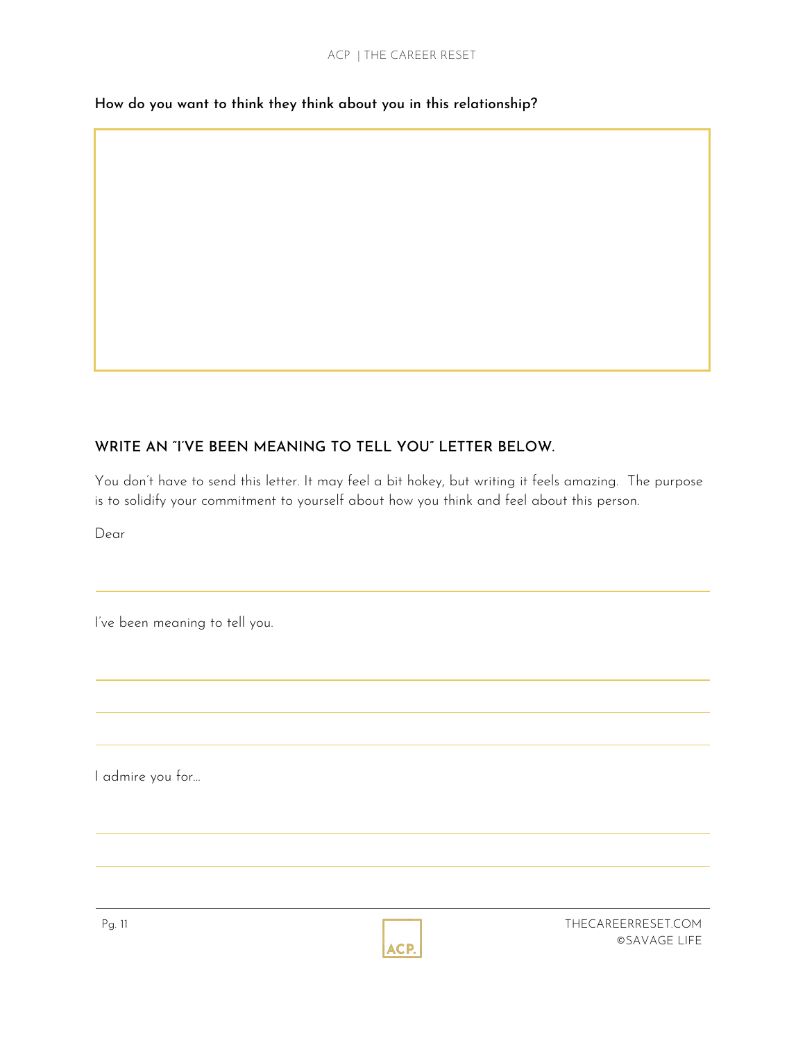**How do you want to think they think about you in this relationship?**

## WRITE AN "I'VE BEEN MEANING TO TELL YOU" LETTER BELOW.

You don't have to send this letter. It may feel a bit hokey, but writing it feels amazing. The purpose is to solidify your commitment to yourself about how you think and feel about this person.

Dear

I've been meaning to tell you.

I admire you for…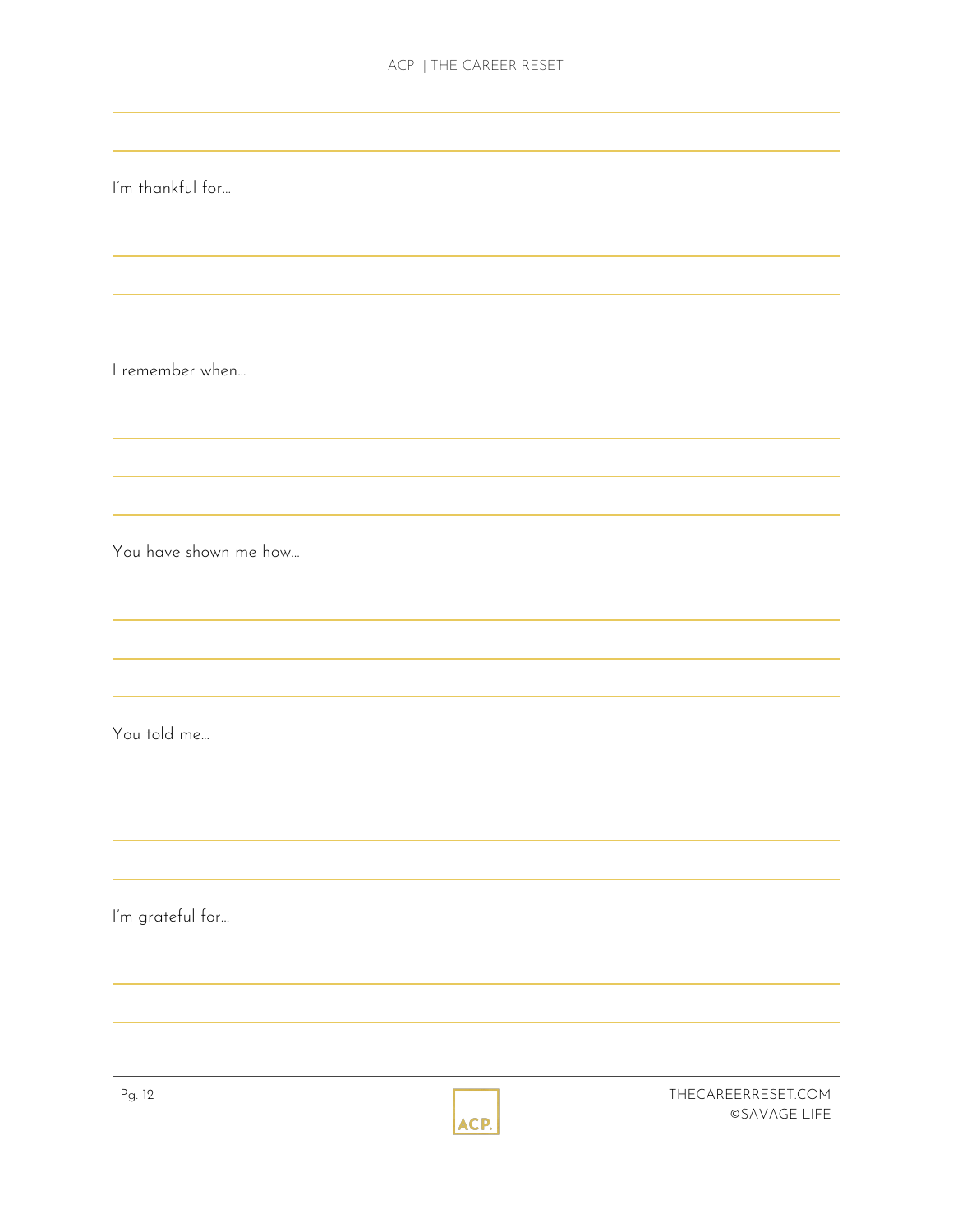I'm thankful for...

I remember when...

You have shown me how...

You told me...

I'm grateful for...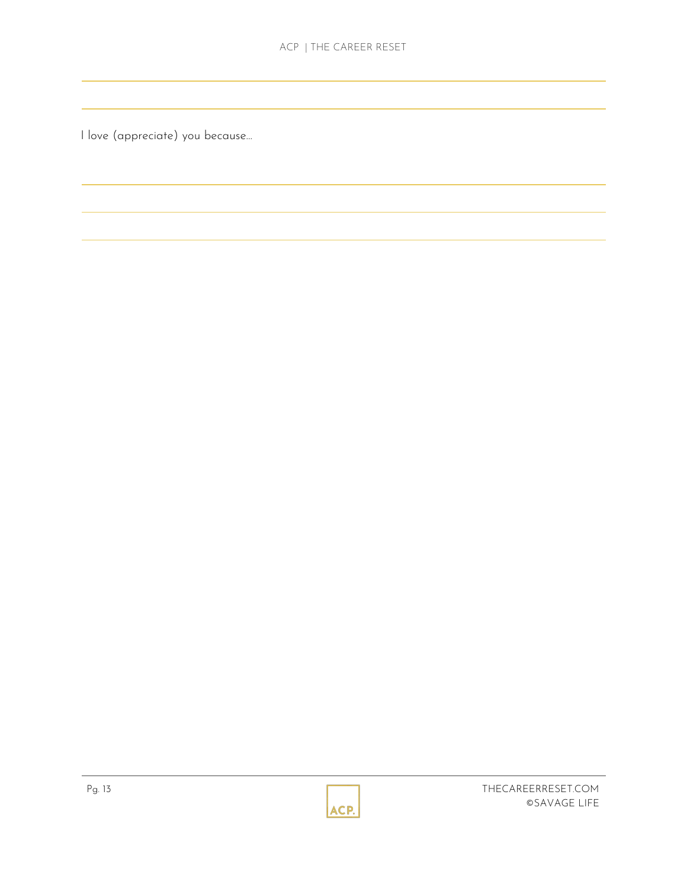I love (appreciate) you because...